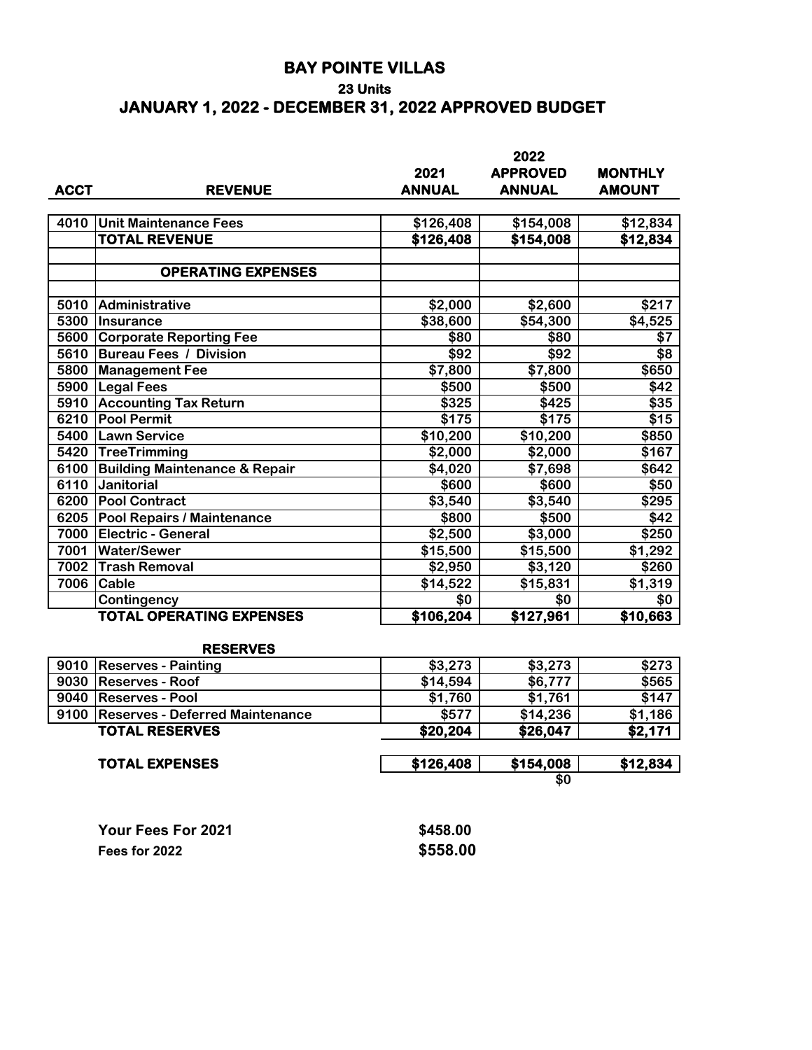# BAY POINTE VILLAS

## 23 Units

## JANUARY 1, 2022 - DECEMBER 31, 2022 APPROVED BUDGET

| ACCT | REVENUE | 2021 ANNUAL | 2022 APPROVED ANNUAL | MONTHLY AMOUNT |
|---|---|---|---|---|
| 4010 | Unit Maintenance Fees | $126,408 | $154,008 | $12,834 |
| | **TOTAL REVENUE** | **$126,408** | **$154,008** | **$12,834** |
| | | | | |
| | **OPERATING EXPENSES** | | | |
| | | | | |
| 5010 | Administrative | $2,000 | $2,600 | $217 |
| 5300 | Insurance | $38,600 | $54,300 | $4,525 |
| 5600 | Corporate Reporting Fee | $80 | $80 | $7 |
| 5610 | Bureau Fees / Division | $92 | $92 | $8 |
| 5800 | Management Fee | $7,800 | $7,800 | $650 |
| 5900 | Legal Fees | $500 | $500 | $42 |
| 5910 | Accounting Tax Return | $325 | $425 | $35 |
| 6210 | Pool Permit | $175 | $175 | $15 |
| 5400 | Lawn Service | $10,200 | $10,200 | $850 |
| 5420 | TreeTrimming | $2,000 | $2,000 | $167 |
| 6100 | Building Maintenance & Repair | $4,020 | $7,698 | $642 |
| 6110 | Janitorial | $600 | $600 | $50 |
| 6200 | Pool Contract | $3,540 | $3,540 | $295 |
| 6205 | Pool Repairs / Maintenance | $800 | $500 | $42 |
| 7000 | Electric - General | $2,500 | $3,000 | $250 |
| 7001 | Water/Sewer | $15,500 | $15,500 | $1,292 |
| 7002 | Trash Removal | $2,950 | $3,120 | $260 |
| 7006 | Cable | $14,522 | $15,831 | $1,319 |
| | Contingency | $0 | $0 | $0 |
| | **TOTAL OPERATING EXPENSES** | **$106,204** | **$127,961** | **$10,663** |
| | | | | |
| | **RESERVES** | | | |
| 9010 | Reserves - Painting | $3,273 | $3,273 | $273 |
| 9030 | Reserves - Roof | $14,594 | $6,777 | $565 |
| 9040 | Reserves - Pool | $1,760 | $1,761 | $147 |
| 9100 | Reserves - Deferred Maintenance | $577 | $14,236 | $1,186 |
| | **TOTAL RESERVES** | **$20,204** | **$26,047** | **$2,171** |
| | | | | |
| | **TOTAL EXPENSES** | **$126,408** | **$154,008** | **$12,834** |
| | | | $0 | |

**Your Fees For 2021** **$458.00**

**Fees for 2022** **$558.00**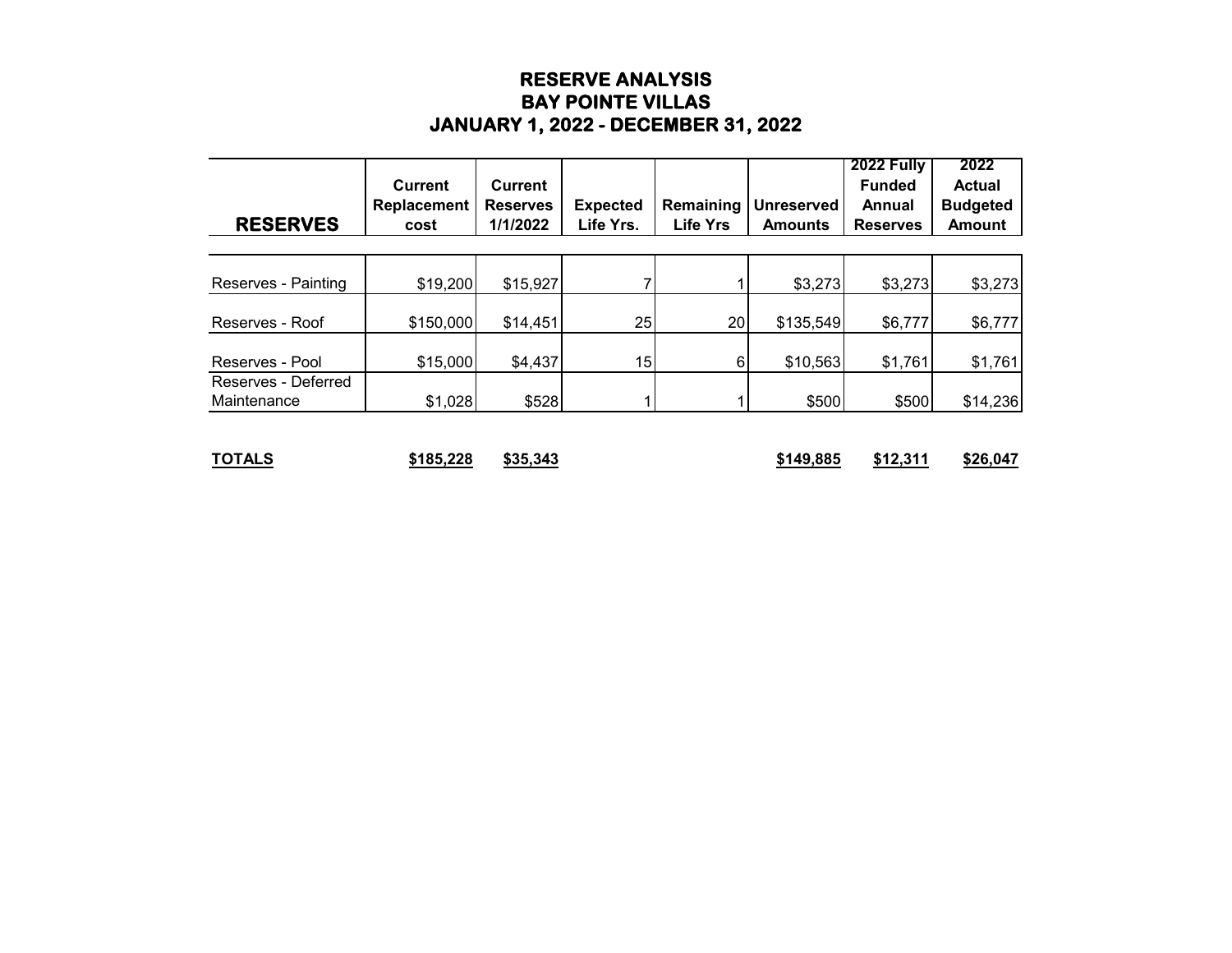# RESERVE ANALYSIS
# BAY POINTE VILLAS
# JANUARY 1, 2022 - DECEMBER 31, 2022

| RESERVES | Current Replacement cost | Current Reserves 1/1/2022 | Expected Life Yrs. | Remaining Life Yrs | Unreserved Amounts | 2022 Fully Funded Annual Reserves | 2022 Actual Budgeted Amount |
|---|---|---|---|---|---|---|---|
| Reserves - Painting | $19,200 | $15,927 | 7 | 1 | $3,273 | $3,273 | $3,273 |
| Reserves - Roof | $150,000 | $14,451 | 25 | 20 | $135,549 | $6,777 | $6,777 |
| Reserves - Pool | $15,000 | $4,437 | 15 | 6 | $10,563 | $1,761 | $1,761 |
| Reserves - Deferred Maintenance | $1,028 | $528 | 1 | 1 | $500 | $500 | $14,236 |
| **TOTALS** | **$185,228** | **$35,343** | | | **$149,885** | **$12,311** | **$26,047** |